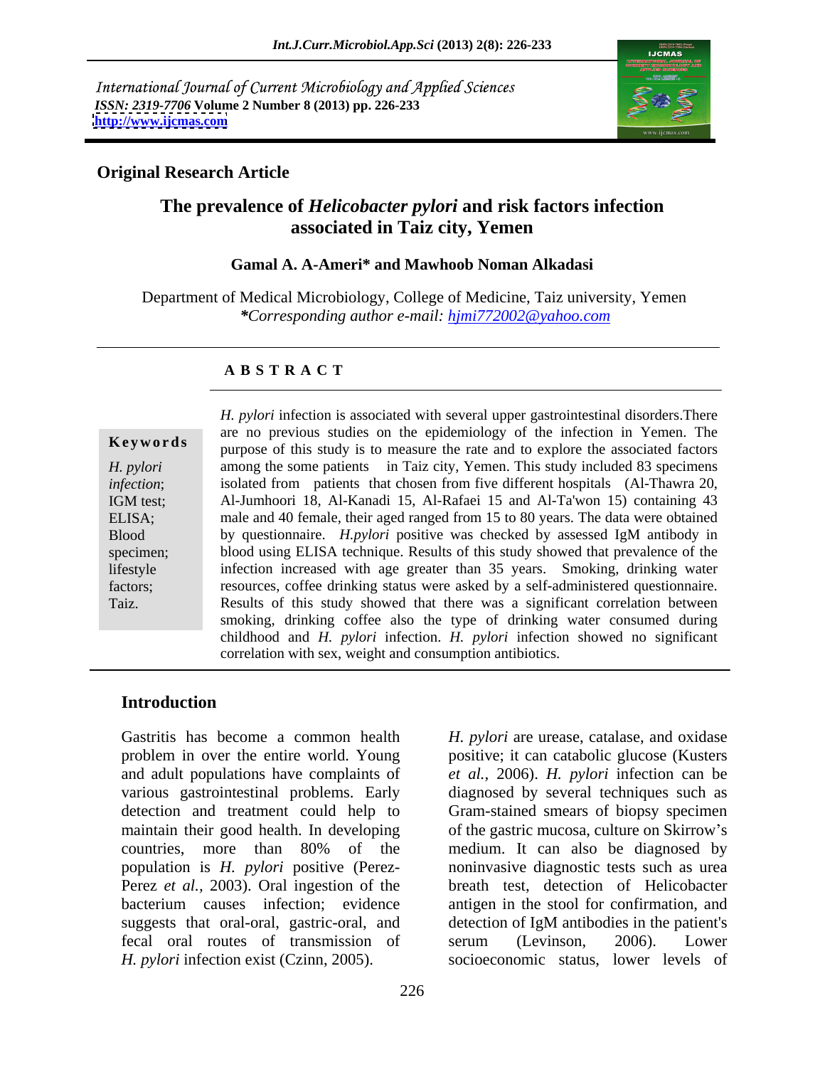International Journal of Current Microbiology and Applied Sciences
*ISSN: 2319-7706* **Volume 2 Number 8 (2013) pp. 226-233**
**http://www.ijcmas.com**

**Original Research Article**

# The prevalence of *Helicobacter pylori* and risk factors infection associated in Taiz city, Yemen

**Gamal A. A-Ameri\* and Mawhoob Noman Alkadasi**

Department of Medical Microbiology, College of Medicine, Taiz university, Yemen
*\*Corresponding author e-mail: hjmi772002@yahoo.com*

## A B S T R A C T

**Keywords**

*H. pylori infection*; IGM test; ELISA; Blood specimen; lifestyle factors; Taiz.

*H. pylori* infection is associated with several upper gastrointestinal disorders.There are no previous studies on the epidemiology of the infection in Yemen. The purpose of this study is to measure the rate and to explore the associated factors among the some patients in Taiz city, Yemen. This study included 83 specimens isolated from patients that chosen from five different hospitals (Al-Thawra 20, Al-Jumhoori 18, Al-Kanadi 15, Al-Rafaei 15 and Al-Ta'won 15) containing 43 male and 40 female, their aged ranged from 15 to 80 years. The data were obtained by questionnaire. *H.pylori* positive was checked by assessed IgM antibody in blood using ELISA technique. Results of this study showed that prevalence of the infection increased with age greater than 35 years. Smoking, drinking water resources, coffee drinking status were asked by a self-administered questionnaire. Results of this study showed that there was a significant correlation between smoking, drinking coffee also the type of drinking water consumed during childhood and *H. pylori* infection. *H. pylori* infection showed no significant correlation with sex, weight and consumption antibiotics.

## Introduction

Gastritis has become a common health problem in over the entire world. Young and adult populations have complaints of various gastrointestinal problems. Early detection and treatment could help to maintain their good health. In developing countries, more than 80% of the population is *H. pylori* positive (Perez-Perez *et al.,* 2003). Oral ingestion of the bacterium causes infection; evidence suggests that oral-oral, gastric-oral, and fecal oral routes of transmission of *H. pylori* infection exist (Czinn, 2005).

*H. pylori* are urease, catalase, and oxidase positive; it can catabolic glucose (Kusters *et al.,* 2006). *H. pylori* infection can be diagnosed by several techniques such as Gram-stained smears of biopsy specimen of the gastric mucosa, culture on Skirrow's medium. It can also be diagnosed by noninvasive diagnostic tests such as urea breath test, detection of Helicobacter antigen in the stool for confirmation, and detection of IgM antibodies in the patient's serum (Levinson, 2006). Lower socioeconomic status, lower levels of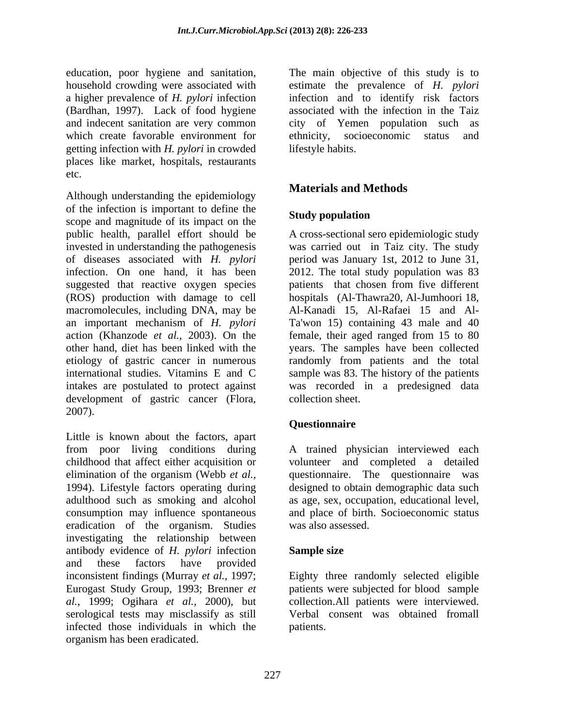education, poor hygiene and sanitation, household crowding were associated with a higher prevalence of *H. pylori* infection (Bardhan, 1997). Lack of food hygiene and indecent sanitation are very common which create favorable environment for getting infection with *H. pylori* in crowded places like market, hospitals, restaurants etc.

Although understanding the epidemiology of the infection is important to define the scope and magnitude of its impact on the public health, parallel effort should be invested in understanding the pathogenesis of diseases associated with *H. pylori* infection. On one hand, it has been suggested that reactive oxygen species (ROS) production with damage to cell macromolecules, including DNA, may be an important mechanism of *H. pylori* action (Khanzode *et al.,* 2003). On the other hand, diet has been linked with the etiology of gastric cancer in numerous international studies. Vitamins E and C intakes are postulated to protect against development of gastric cancer (Flora, 2007).

Little is known about the factors, apart from poor living conditions during childhood that affect either acquisition or elimination of the organism (Webb *et al.,* 1994). Lifestyle factors operating during adulthood such as smoking and alcohol consumption may influence spontaneous eradication of the organism. Studies investigating the relationship between antibody evidence of *H. pylori* infection and these factors have provided inconsistent findings (Murray *et al.,* 1997; Eurogast Study Group, 1993; Brenner *et al.*, 1999; Ogihara *et al.*, 2000), but serological tests may misclassify as still infected those individuals in which the organism has been eradicated.

The main objective of this study is to estimate the prevalence of *H. pylori* infection and to identify risk factors associated with the infection in the Taiz city of Yemen population such as ethnicity, socioeconomic status and lifestyle habits.

## Materials and Methods

### Study population

A cross-sectional sero epidemiologic study was carried out in Taiz city. The study period was January 1st, 2012 to June 31, 2012. The total study population was 83 patients that chosen from five different hospitals (Al-Thawra20, Al-Jumhoori 18, Al-Kanadi 15, Al-Rafaei 15 and Al-Ta'won 15) containing 43 male and 40 female, their aged ranged from 15 to 80 years. The samples have been collected randomly from patients and the total sample was 83. The history of the patients was recorded in a predesigned data collection sheet.

### Questionnaire

A trained physician interviewed each volunteer and completed a detailed questionnaire. The questionnaire was designed to obtain demographic data such as age, sex, occupation, educational level, and place of birth. Socioeconomic status was also assessed.

### Sample size

Eighty three randomly selected eligible patients were subjected for blood sample collection.All patients were interviewed. Verbal consent was obtained fromall patients.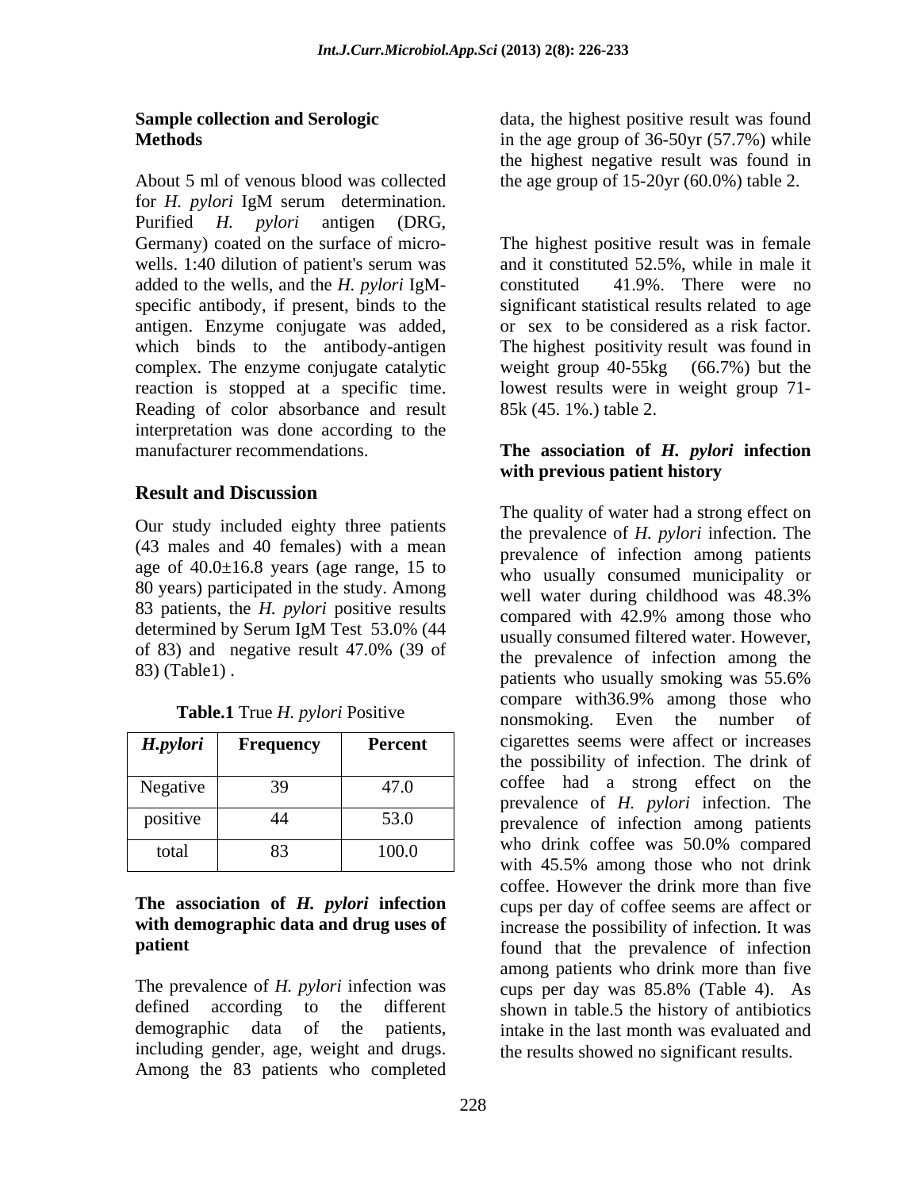**Sample collection and Serologic Methods**

About 5 ml of venous blood was collected for *H. pylori* IgM serum determination. Purified *H. pylori* antigen (DRG, Germany) coated on the surface of micro-wells. 1:40 dilution of patient's serum was added to the wells, and the *H. pylori* IgM-specific antibody, if present, binds to the antigen. Enzyme conjugate was added, which binds to the antibody-antigen complex. The enzyme conjugate catalytic reaction is stopped at a specific time. Reading of color absorbance and result interpretation was done according to the manufacturer recommendations.

## Result and Discussion

Our study included eighty three patients (43 males and 40 females) with a mean age of 40.0±16.8 years (age range, 15 to 80 years) participated in the study. Among 83 patients, the *H. pylori* positive results determined by Serum IgM Test 53.0% (44 of 83) and negative result 47.0% (39 of 83) (Table1) .

**Table.1** True *H. pylori* Positive

| *H.pylori* | Frequency | Percent |
|---|---|---|
| Negative | 39 | 47.0 |
| positive | 44 | 53.0 |
| total | 83 | 100.0 |

**The association of *H. pylori* infection with demographic data and drug uses of patient**

The prevalence of *H. pylori* infection was defined according to the different demographic data of the patients, including gender, age, weight and drugs. Among the 83 patients who completed data, the highest positive result was found in the age group of 36-50yr (57.7%) while the highest negative result was found in the age group of 15-20yr (60.0%) table 2.

The highest positive result was in female and it constituted 52.5%, while in male it constituted 41.9%. There were no significant statistical results related to age or sex to be considered as a risk factor. The highest positivity result was found in weight group 40-55kg (66.7%) but the lowest results were in weight group 71-85k (45. 1%.) table 2.

**The association of *H. pylori* infection with previous patient history**

The quality of water had a strong effect on the prevalence of *H. pylori* infection. The prevalence of infection among patients who usually consumed municipality or well water during childhood was 48.3% compared with 42.9% among those who usually consumed filtered water. However, the prevalence of infection among the patients who usually smoking was 55.6% compare with36.9% among those who nonsmoking. Even the number of cigarettes seems were affect or increases the possibility of infection. The drink of coffee had a strong effect on the prevalence of *H. pylori* infection. The prevalence of infection among patients who drink coffee was 50.0% compared with 45.5% among those who not drink coffee. However the drink more than five cups per day of coffee seems are affect or increase the possibility of infection. It was found that the prevalence of infection among patients who drink more than five cups per day was 85.8% (Table 4). As shown in table.5 the history of antibiotics intake in the last month was evaluated and the results showed no significant results.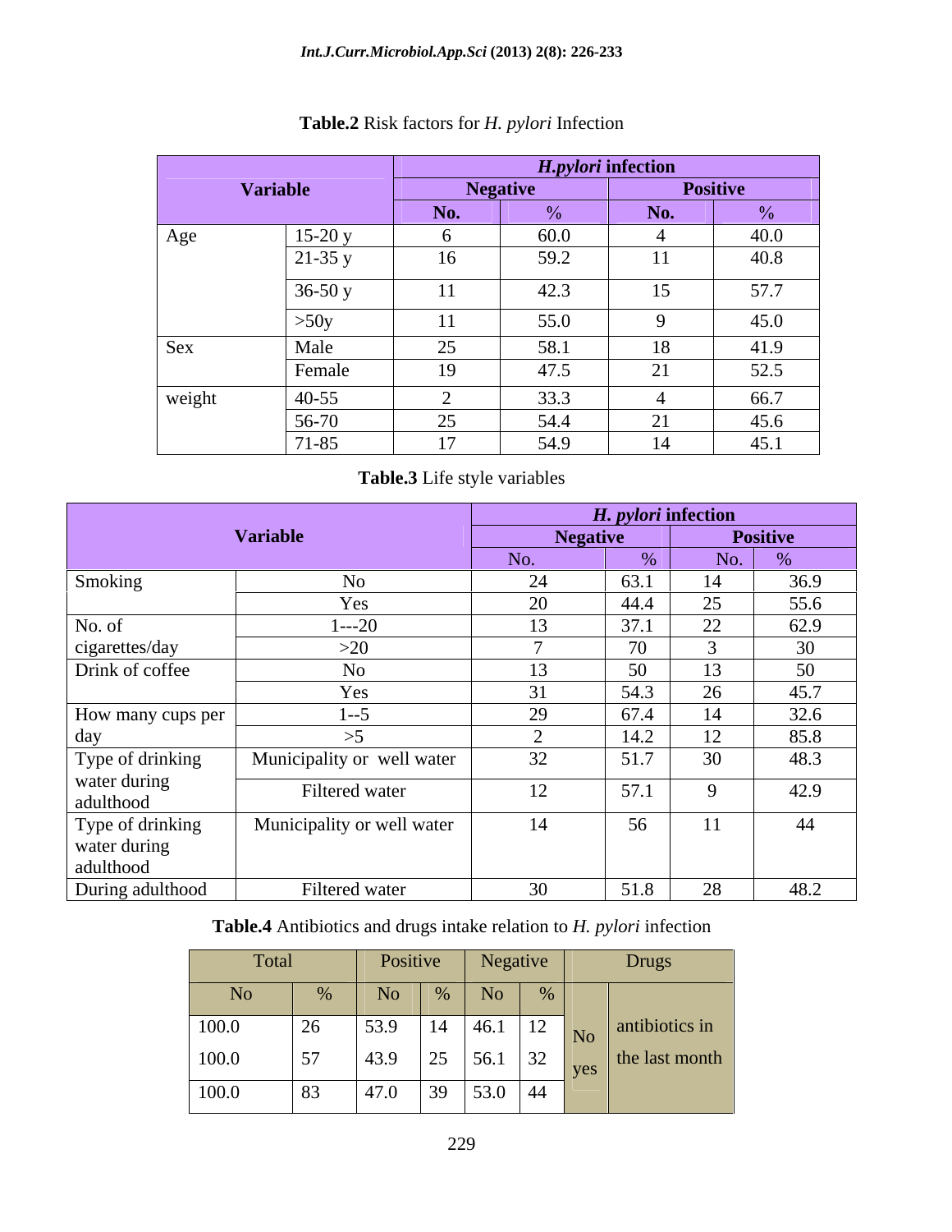**Table.2** Risk factors for *H. pylori* Infection

| Variable | | *H.pylori* infection | | | |
|---|---|---|---|---|---|
| | | Negative | | Positive | |
| | | No. | % | No. | % |
| Age | 15-20 y | 6 | 60.0 | 4 | 40.0 |
| | 21-35 y | 16 | 59.2 | 11 | 40.8 |
| | 36-50 y | 11 | 42.3 | 15 | 57.7 |
| | >50y | 11 | 55.0 | 9 | 45.0 |
| Sex | Male | 25 | 58.1 | 18 | 41.9 |
| | Female | 19 | 47.5 | 21 | 52.5 |
| weight | 40-55 | 2 | 33.3 | 4 | 66.7 |
| | 56-70 | 25 | 54.4 | 21 | 45.6 |
| | 71-85 | 17 | 54.9 | 14 | 45.1 |

**Table.3** Life style variables

| Variable | | *H. pylori* infection | | | |
|---|---|---|---|---|---|
| | | Negative | | Positive | |
| | | No. | % | No. | % |
| Smoking | No | 24 | 63.1 | 14 | 36.9 |
| | Yes | 20 | 44.4 | 25 | 55.6 |
| No. of cigarettes/day | 1---20 | 13 | 37.1 | 22 | 62.9 |
| | >20 | 7 | 70 | 3 | 30 |
| Drink of coffee | No | 13 | 50 | 13 | 50 |
| | Yes | 31 | 54.3 | 26 | 45.7 |
| How many cups per day | 1--5 | 29 | 67.4 | 14 | 32.6 |
| | >5 | 2 | 14.2 | 12 | 85.8 |
| Type of drinking water during adulthood | Municipality or well water | 32 | 51.7 | 30 | 48.3 |
| | Filtered water | 12 | 57.1 | 9 | 42.9 |
| Type of drinking water during adulthood | Municipality or well water | 14 | 56 | 11 | 44 |
| During adulthood | Filtered water | 30 | 51.8 | 28 | 48.2 |

**Table.4** Antibiotics and drugs intake relation to *H. pylori* infection

| Total | | Positive | | Negative | | Drugs | |
|---|---|---|---|---|---|---|---|
| No | % | No | % | No | % | | |
| 100.0 | 26 | 53.9 | 14 | 46.1 | 12 | No | antibiotics in the last month |
| 100.0 | 57 | 43.9 | 25 | 56.1 | 32 | yes | |
| 100.0 | 83 | 47.0 | 39 | 53.0 | 44 | | |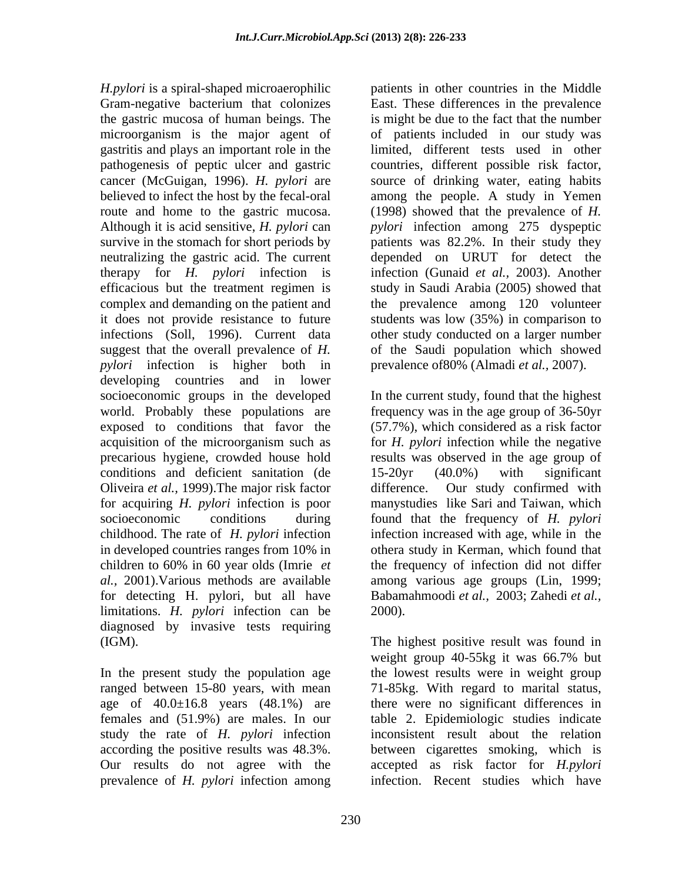*H.pylori* is a spiral-shaped microaerophilic Gram-negative bacterium that colonizes the gastric mucosa of human beings. The microorganism is the major agent of gastritis and plays an important role in the pathogenesis of peptic ulcer and gastric cancer (McGuigan, 1996). *H. pylori* are believed to infect the host by the fecal-oral route and home to the gastric mucosa. Although it is acid sensitive, *H. pylori* can survive in the stomach for short periods by neutralizing the gastric acid. The current therapy for *H. pylori* infection is efficacious but the treatment regimen is complex and demanding on the patient and it does not provide resistance to future infections (Soll, 1996). Current data suggest that the overall prevalence of *H. pylori* infection is higher both in developing countries and in lower socioeconomic groups in the developed world. Probably these populations are exposed to conditions that favor the acquisition of the microorganism such as precarious hygiene, crowded house hold conditions and deficient sanitation (de Oliveira *et al.,* 1999).The major risk factor for acquiring *H. pylori* infection is poor socioeconomic conditions during childhood. The rate of *H. pylori* infection in developed countries ranges from 10% in children to 60% in 60 year olds (Imrie *et al.,* 2001).Various methods are available for detecting H. pylori, but all have limitations. *H. pylori* infection can be diagnosed by invasive tests requiring (IGM).

In the present study the population age ranged between 15-80 years, with mean age of 40.0±16.8 years (48.1%) are females and (51.9%) are males. In our study the rate of *H. pylori* infection according the positive results was 48.3%. Our results do not agree with the prevalence of *H. pylori* infection among patients in other countries in the Middle East. These differences in the prevalence is might be due to the fact that the number of patients included in our study was limited, different tests used in other countries, different possible risk factor, source of drinking water, eating habits among the people. A study in Yemen (1998) showed that the prevalence of *H. pylori* infection among 275 dyspeptic patients was 82.2%. In their study they depended on URUT for detect the infection (Gunaid *et al.,* 2003). Another study in Saudi Arabia (2005) showed that the prevalence among 120 volunteer students was low (35%) in comparison to other study conducted on a larger number of the Saudi population which showed prevalence of80% (Almadi *et al.,* 2007).

In the current study, found that the highest frequency was in the age group of 36-50yr (57.7%), which considered as a risk factor for *H. pylori* infection while the negative results was observed in the age group of 15-20yr (40.0%) with significant difference. Our study confirmed with manystudies like Sari and Taiwan, which found that the frequency of *H. pylori* infection increased with age, while in the othera study in Kerman, which found that the frequency of infection did not differ among various age groups (Lin, 1999; Babamahmoodi *et al.,* 2003; Zahedi *et al.,* 2000).

The highest positive result was found in weight group 40-55kg it was 66.7% but the lowest results were in weight group 71-85kg. With regard to marital status, there were no significant differences in table 2. Epidemiologic studies indicate inconsistent result about the relation between cigarettes smoking, which is accepted as risk factor for *H.pylori* infection. Recent studies which have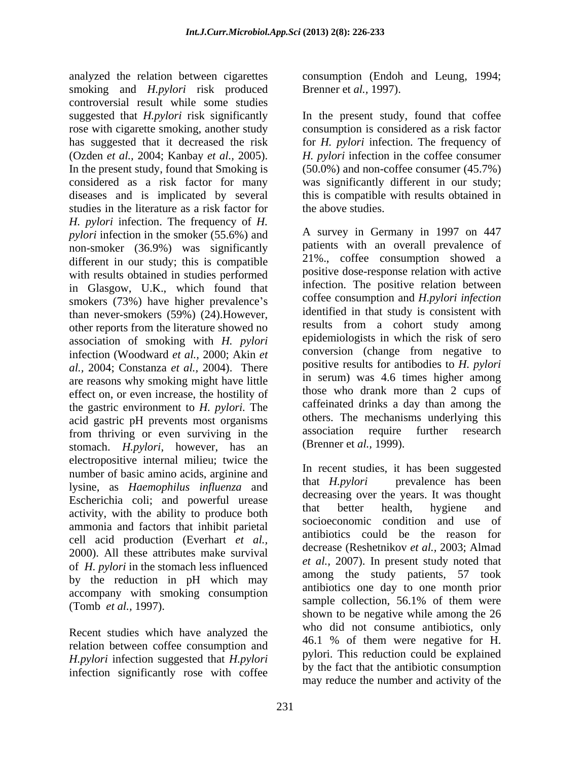analyzed the relation between cigarettes smoking and *H.pylori* risk produced controversial result while some studies suggested that *H.pylori* risk significantly rose with cigarette smoking, another study has suggested that it decreased the risk (Ozden *et al.,* 2004; Kanbay *et al.,* 2005). In the present study, found that Smoking is considered as a risk factor for many diseases and is implicated by several studies in the literature as a risk factor for *H. pylori* infection. The frequency of *H. pylori* infection in the smoker (55.6%) and non-smoker (36.9%) was significantly different in our study; this is compatible with results obtained in studies performed in Glasgow, U.K., which found that smokers (73%) have higher prevalence's than never-smokers (59%) (24).However, other reports from the literature showed no association of smoking with *H. pylori* infection (Woodward *et al.,* 2000; Akin *et al.,* 2004; Constanza *et al.,* 2004). There are reasons why smoking might have little effect on, or even increase, the hostility of the gastric environment to *H. pylori*. The acid gastric pH prevents most organisms from thriving or even surviving in the stomach. *H.pylori*, however, has an electropositive internal milieu; twice the number of basic amino acids, arginine and lysine, as *Haemophilus influenza* and Escherichia coli; and powerful urease activity, with the ability to produce both ammonia and factors that inhibit parietal cell acid production (Everhart *et al.,* 2000). All these attributes make survival of *H. pylori* in the stomach less influenced by the reduction in pH which may accompany with smoking consumption (Tomb *et al.,* 1997).

Recent studies which have analyzed the relation between coffee consumption and *H.pylori* infection suggested that *H.pylori* infection significantly rose with coffee consumption (Endoh and Leung, 1994; Brenner et *al.,* 1997).

In the present study, found that coffee consumption is considered as a risk factor for *H. pylori* infection. The frequency of *H. pylori* infection in the coffee consumer (50.0%) and non-coffee consumer (45.7%) was significantly different in our study; this is compatible with results obtained in the above studies.

A survey in Germany in 1997 on 447 patients with an overall prevalence of 21%., coffee consumption showed a positive dose-response relation with active infection. The positive relation between coffee consumption and *H.pylori infection* identified in that study is consistent with results from a cohort study among epidemiologists in which the risk of sero conversion (change from negative to positive results for antibodies to *H. pylori* in serum) was 4.6 times higher among those who drank more than 2 cups of caffeinated drinks a day than among the others. The mechanisms underlying this association require further research (Brenner et *al.,* 1999).

In recent studies, it has been suggested that *H.pylori* prevalence has been decreasing over the years. It was thought that better health, hygiene and socioeconomic condition and use of antibiotics could be the reason for decrease (Reshetnikov *et al.,* 2003; Almad *et al.,* 2007). In present study noted that among the study patients, 57 took antibiotics one day to one month prior sample collection, 56.1% of them were shown to be negative while among the 26 who did not consume antibiotics, only 46.1 % of them were negative for H. pylori. This reduction could be explained by the fact that the antibiotic consumption may reduce the number and activity of the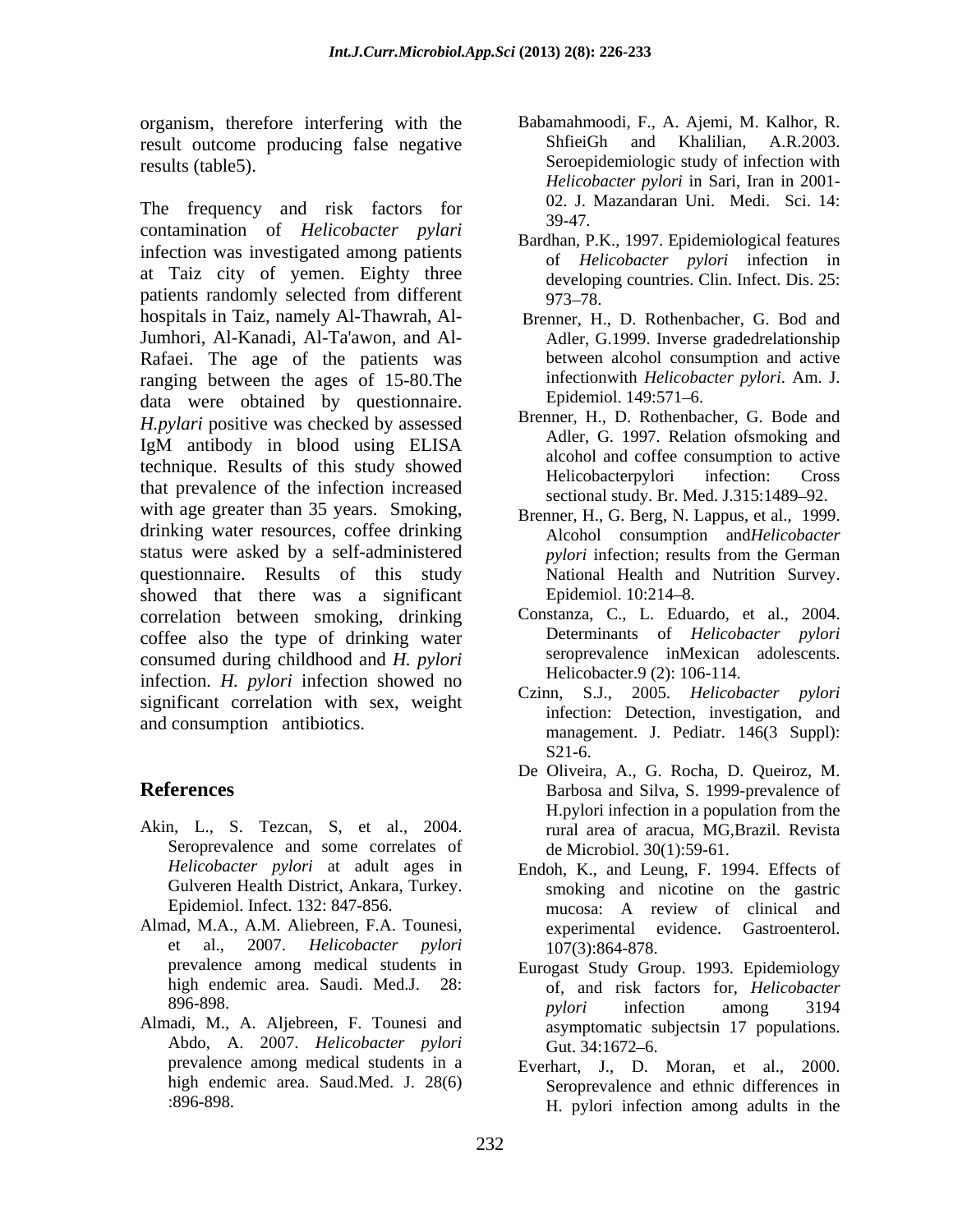organism, therefore interfering with the result outcome producing false negative results (table5).

The frequency and risk factors for contamination of *Helicobacter pylari* infection was investigated among patients at Taiz city of yemen. Eighty three patients randomly selected from different hospitals in Taiz, namely Al-Thawrah, Al-Jumhori, Al-Kanadi, Al-Ta'awon, and Al-Rafaei. The age of the patients was ranging between the ages of 15-80.The data were obtained by questionnaire. *H.pylari* positive was checked by assessed IgM antibody in blood using ELISA technique. Results of this study showed that prevalence of the infection increased with age greater than 35 years. Smoking, drinking water resources, coffee drinking status were asked by a self-administered questionnaire. Results of this study showed that there was a significant correlation between smoking, drinking coffee also the type of drinking water consumed during childhood and *H. pylori* infection. *H. pylori* infection showed no significant correlation with sex, weight and consumption antibiotics.

## References

- Akin, L., S. Tezcan, S, et al., 2004. Seroprevalence and some correlates of *Helicobacter pylori* at adult ages in Gulveren Health District, Ankara, Turkey. Epidemiol. Infect. 132: 847-856.
- Almad, M.A., A.M. Aliebreen, F.A. Tounesi, et al., 2007. *Helicobacter pylori* prevalence among medical students in high endemic area. Saudi. Med.J. 28: 896-898.
- Almadi, M., A. Aljebreen, F. Tounesi and Abdo, A. 2007. *Helicobacter pylori* prevalence among medical students in a high endemic area. Saud.Med. J. 28(6) :896-898.
- Babamahmoodi, F., A. Ajemi, M. Kalhor, R. ShfieiGh and Khalilian, A.R.2003. Seroepidemiologic study of infection with *Helicobacter pylori* in Sari, Iran in 2001-02. J. Mazandaran Uni. Medi. Sci. 14: 39-47.
- Bardhan, P.K., 1997. Epidemiological features of *Helicobacter pylori* infection in developing countries. Clin. Infect. Dis. 25: 973–78.
- Brenner, H., D. Rothenbacher, G. Bod and Adler, G.1999. Inverse gradedrelationship between alcohol consumption and active infectionwith *Helicobacter pylori*. Am. J. Epidemiol. 149:571–6.
- Brenner, H., D. Rothenbacher, G. Bode and Adler, G. 1997. Relation ofsmoking and alcohol and coffee consumption to active Helicobacterpylori infection: Cross sectional study. Br. Med. J.315:1489–92.
- Brenner, H., G. Berg, N. Lappus, et al., 1999. Alcohol consumption and*Helicobacter pylori* infection; results from the German National Health and Nutrition Survey. Epidemiol. 10:214–8.
- Constanza, C., L. Eduardo, et al., 2004. Determinants of *Helicobacter pylori* seroprevalence inMexican adolescents. Helicobacter.9 (2): 106-114.
- Czinn, S.J., 2005. *Helicobacter pylori* infection: Detection, investigation, and management. J. Pediatr. 146(3 Suppl): S21-6.
- De Oliveira, A., G. Rocha, D. Queiroz, M. Barbosa and Silva, S. 1999-prevalence of H.pylori infection in a population from the rural area of aracua, MG,Brazil. Revista de Microbiol. 30(1):59-61.
- Endoh, K., and Leung, F. 1994. Effects of smoking and nicotine on the gastric mucosa: A review of clinical and experimental evidence. Gastroenterol. 107(3):864-878.
- Eurogast Study Group. 1993. Epidemiology of, and risk factors for, *Helicobacter pylori* infection among 3194 asymptomatic subjectsin 17 populations. Gut. 34:1672–6.
- Everhart, J., D. Moran, et al., 2000. Seroprevalence and ethnic differences in H. pylori infection among adults in the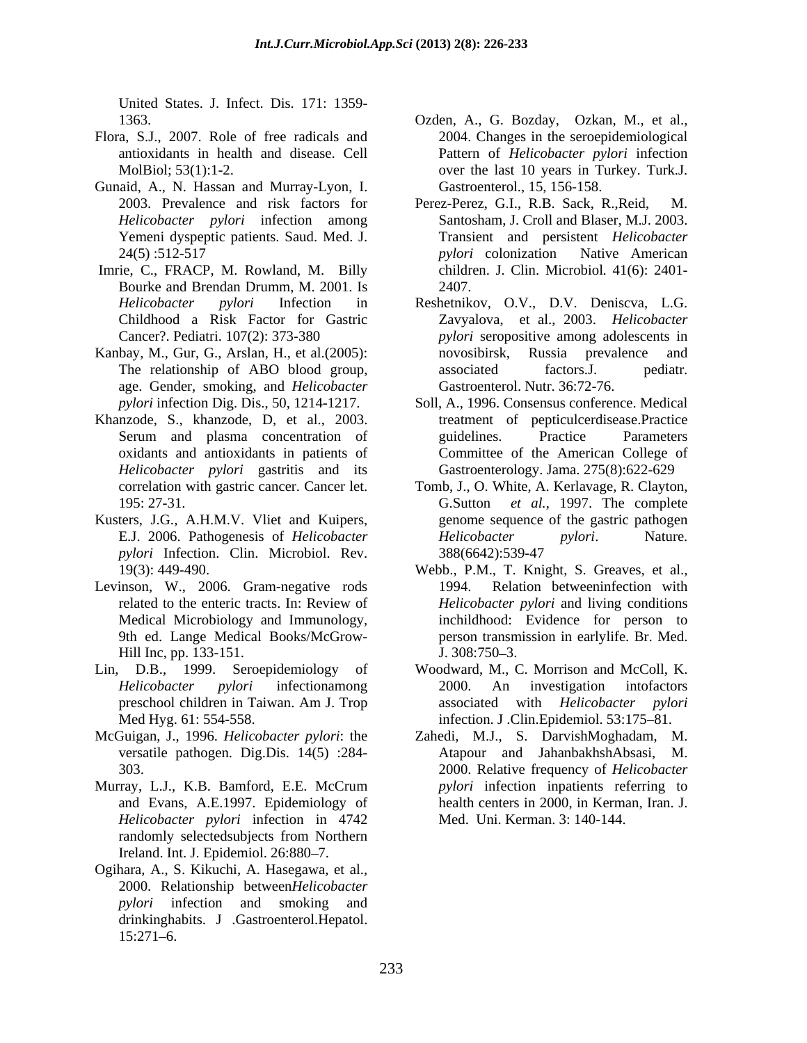United States. J. Infect. Dis. 171: 1359-1363.

Flora, S.J., 2007. Role of free radicals and antioxidants in health and disease. Cell MolBiol; 53(1):1-2.

Gunaid, A., N. Hassan and Murray-Lyon, I. 2003. Prevalence and risk factors for *Helicobacter pylori* infection among Yemeni dyspeptic patients. Saud. Med. J. 24(5) :512-517

Imrie, C., FRACP, M. Rowland, M. Billy Bourke and Brendan Drumm, M. 2001. Is *Helicobacter pylori* Infection in Childhood a Risk Factor for Gastric Cancer?. Pediatri. 107(2): 373-380

Kanbay, M., Gur, G., Arslan, H., et al.(2005): The relationship of ABO blood group, age. Gender, smoking, and *Helicobacter pylori* infection Dig. Dis., 50, 1214-1217.

Khanzode, S., khanzode, D, et al., 2003. Serum and plasma concentration of oxidants and antioxidants in patients of *Helicobacter pylori* gastritis and its correlation with gastric cancer. Cancer let. 195: 27-31.

Kusters, J.G., A.H.M.V. Vliet and Kuipers, E.J. 2006. Pathogenesis of *Helicobacter pylori* Infection. Clin. Microbiol. Rev. 19(3): 449-490.

Levinson, W., 2006. Gram-negative rods related to the enteric tracts. In: Review of Medical Microbiology and Immunology, 9th ed. Lange Medical Books/McGrow-Hill Inc, pp. 133-151.

Lin, D.B., 1999. Seroepidemiology of *Helicobacter pylori* infectionamong preschool children in Taiwan. Am J. Trop Med Hyg. 61: 554-558.

McGuigan, J., 1996. *Helicobacter pylori*: the versatile pathogen. Dig.Dis. 14(5) :284-303.

Murray, L.J., K.B. Bamford, E.E. McCrum and Evans, A.E.1997. Epidemiology of *Helicobacter pylori* infection in 4742 randomly selectedsubjects from Northern Ireland. Int. J. Epidemiol. 26:880–7.

Ogihara, A., S. Kikuchi, A. Hasegawa, et al., 2000. Relationship between*Helicobacter pylori* infection and smoking and drinkinghabits. J .Gastroenterol.Hepatol. 15:271–6.

Ozden, A., G. Bozday, Ozkan, M., et al., 2004. Changes in the seroepidemiological Pattern of *Helicobacter pylori* infection over the last 10 years in Turkey. Turk.J. Gastroenterol., 15, 156-158.

Perez-Perez, G.I., R.B. Sack, R.,Reid, M. Santosham, J. Croll and Blaser, M.J. 2003. Transient and persistent *Helicobacter pylori* colonization Native American children. J. Clin. Microbiol. 41(6): 2401-2407.

Reshetnikov, O.V., D.V. Deniscva, L.G. Zavyalova, et al., 2003. *Helicobacter pylori* seropositive among adolescents in novosibirsk, Russia prevalence and associated factors.J. pediatr. Gastroenterol. Nutr. 36:72-76.

Soll, A., 1996. Consensus conference. Medical treatment of pepticulcerdisease.Practice guidelines. Practice Parameters Committee of the American College of Gastroenterology. Jama. 275(8):622-629

Tomb, J., O. White, A. Kerlavage, R. Clayton, G.Sutton *et al.*, 1997. The complete genome sequence of the gastric pathogen *Helicobacter pylori*. Nature. 388(6642):539-47

Webb., P.M., T. Knight, S. Greaves, et al., 1994. Relation betweeninfection with *Helicobacter pylori* and living conditions inchildhood: Evidence for person to person transmission in earlylife. Br. Med. J. 308:750–3.

Woodward, M., C. Morrison and McColl, K. 2000. An investigation intofactors associated with *Helicobacter pylori* infection. J .Clin.Epidemiol. 53:175–81.

Zahedi, M.J., S. DarvishMoghadam, M. Atapour and JahanbakhshAbsasi, M. 2000. Relative frequency of *Helicobacter pylori* infection inpatients referring to health centers in 2000, in Kerman, Iran. J. Med. Uni. Kerman. 3: 140-144.